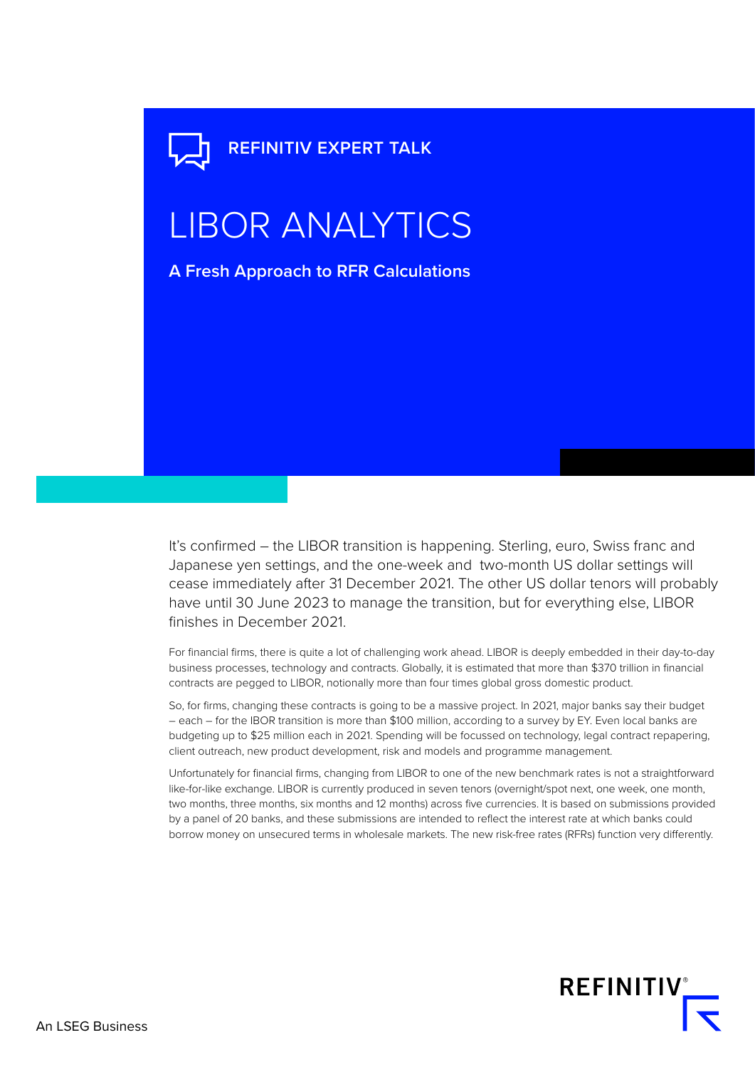REFINITIV EXPERT TALK

# LIBOR ANALYTICS

## A Fresh Approach to RFR Calculations

It's confirmed – the LIBOR transition is happening. Sterling, euro, Swiss franc and Japanese yen settings, and the one-week and two-month US dollar settings will cease immediately after 31 December 2021. The other US dollar tenors will probably have until 30 June 2023 to manage the transition, but for everything else, LIBOR finishes in December 2021.

For financial firms, there is quite a lot of challenging work ahead. LIBOR is deeply embedded in their day-to-day business processes, technology and contracts. Globally, it is estimated that more than $370 trillion in financial contracts are pegged to LIBOR, notionally more than four times global gross domestic product.

So, for firms, changing these contracts is going to be a massive project. In 2021, major banks say their budget – each – for the IBOR transition is more than $100 million, according to a survey by EY. Even local banks are budgeting up to $25 million each in 2021. Spending will be focussed on technology, legal contract repapering, client outreach, new product development, risk and models and programme management.

Unfortunately for financial firms, changing from LIBOR to one of the new benchmark rates is not a straightforward like-for-like exchange. LIBOR is currently produced in seven tenors (overnight/spot next, one week, one month, two months, three months, six months and 12 months) across five currencies. It is based on submissions provided by a panel of 20 banks, and these submissions are intended to reflect the interest rate at which banks could borrow money on unsecured terms in wholesale markets. The new risk-free rates (RFRs) function very differently.

REFINITIV

An LSEG Business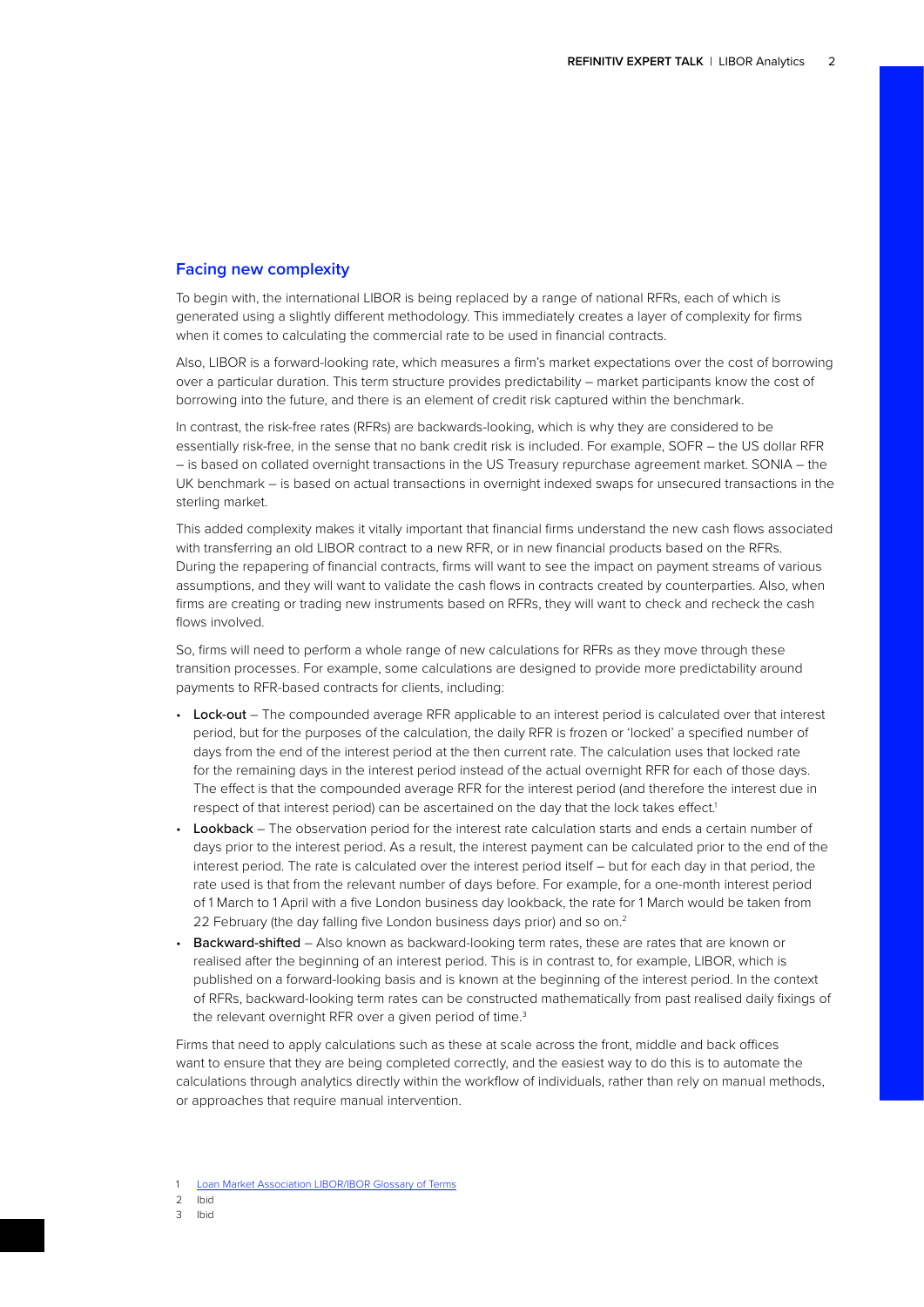## Facing new complexity

To begin with, the international LIBOR is being replaced by a range of national RFRs, each of which is generated using a slightly different methodology. This immediately creates a layer of complexity for firms when it comes to calculating the commercial rate to be used in financial contracts.

Also, LIBOR is a forward-looking rate, which measures a firm's market expectations over the cost of borrowing over a particular duration. This term structure provides predictability – market participants know the cost of borrowing into the future, and there is an element of credit risk captured within the benchmark.

In contrast, the risk-free rates (RFRs) are backwards-looking, which is why they are considered to be essentially risk-free, in the sense that no bank credit risk is included. For example, SOFR – the US dollar RFR – is based on collated overnight transactions in the US Treasury repurchase agreement market. SONIA – the UK benchmark – is based on actual transactions in overnight indexed swaps for unsecured transactions in the sterling market.

This added complexity makes it vitally important that financial firms understand the new cash flows associated with transferring an old LIBOR contract to a new RFR, or in new financial products based on the RFRs. During the repapering of financial contracts, firms will want to see the impact on payment streams of various assumptions, and they will want to validate the cash flows in contracts created by counterparties. Also, when firms are creating or trading new instruments based on RFRs, they will want to check and recheck the cash flows involved.

So, firms will need to perform a whole range of new calculations for RFRs as they move through these transition processes. For example, some calculations are designed to provide more predictability around payments to RFR-based contracts for clients, including:

- **Lock-out** – The compounded average RFR applicable to an interest period is calculated over that interest period, but for the purposes of the calculation, the daily RFR is frozen or 'locked' a specified number of days from the end of the interest period at the then current rate. The calculation uses that locked rate for the remaining days in the interest period instead of the actual overnight RFR for each of those days. The effect is that the compounded average RFR for the interest period (and therefore the interest due in respect of that interest period) can be ascertained on the day that the lock takes effect.[1]
- **Lookback** – The observation period for the interest rate calculation starts and ends a certain number of days prior to the interest period. As a result, the interest payment can be calculated prior to the end of the interest period. The rate is calculated over the interest period itself – but for each day in that period, the rate used is that from the relevant number of days before. For example, for a one-month interest period of 1 March to 1 April with a five London business day lookback, the rate for 1 March would be taken from 22 February (the day falling five London business days prior) and so on.[2]
- **Backward-shifted** – Also known as backward-looking term rates, these are rates that are known or realised after the beginning of an interest period. This is in contrast to, for example, LIBOR, which is published on a forward-looking basis and is known at the beginning of the interest period. In the context of RFRs, backward-looking term rates can be constructed mathematically from past realised daily fixings of the relevant overnight RFR over a given period of time.[3]

Firms that need to apply calculations such as these at scale across the front, middle and back offices want to ensure that they are being completed correctly, and the easiest way to do this is to automate the calculations through analytics directly within the workflow of individuals, rather than rely on manual methods, or approaches that require manual intervention.

1 Loan Market Association LIBOR/IBOR Glossary of Terms

2 Ibid

3 Ibid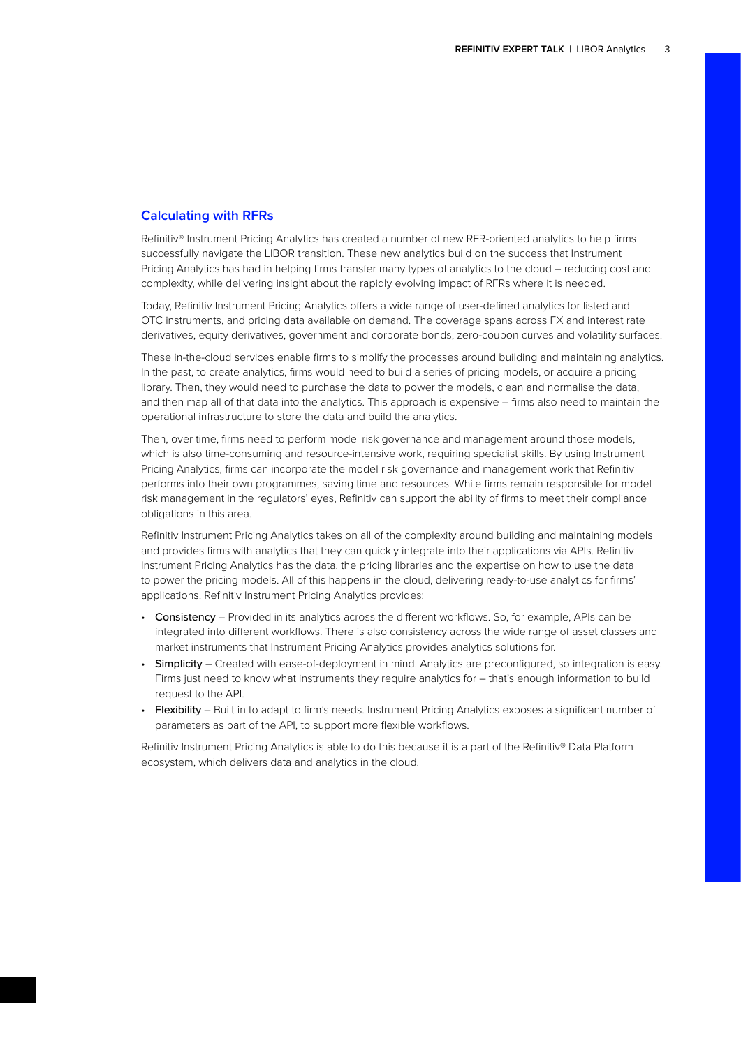## Calculating with RFRs

Refinitiv® Instrument Pricing Analytics has created a number of new RFR-oriented analytics to help firms successfully navigate the LIBOR transition. These new analytics build on the success that Instrument Pricing Analytics has had in helping firms transfer many types of analytics to the cloud – reducing cost and complexity, while delivering insight about the rapidly evolving impact of RFRs where it is needed.

Today, Refinitiv Instrument Pricing Analytics offers a wide range of user-defined analytics for listed and OTC instruments, and pricing data available on demand. The coverage spans across FX and interest rate derivatives, equity derivatives, government and corporate bonds, zero-coupon curves and volatility surfaces.

These in-the-cloud services enable firms to simplify the processes around building and maintaining analytics. In the past, to create analytics, firms would need to build a series of pricing models, or acquire a pricing library. Then, they would need to purchase the data to power the models, clean and normalise the data, and then map all of that data into the analytics. This approach is expensive – firms also need to maintain the operational infrastructure to store the data and build the analytics.

Then, over time, firms need to perform model risk governance and management around those models, which is also time-consuming and resource-intensive work, requiring specialist skills. By using Instrument Pricing Analytics, firms can incorporate the model risk governance and management work that Refinitiv performs into their own programmes, saving time and resources. While firms remain responsible for model risk management in the regulators' eyes, Refinitiv can support the ability of firms to meet their compliance obligations in this area.

Refinitiv Instrument Pricing Analytics takes on all of the complexity around building and maintaining models and provides firms with analytics that they can quickly integrate into their applications via APIs. Refinitiv Instrument Pricing Analytics has the data, the pricing libraries and the expertise on how to use the data to power the pricing models. All of this happens in the cloud, delivering ready-to-use analytics for firms' applications. Refinitiv Instrument Pricing Analytics provides:

- **Consistency** – Provided in its analytics across the different workflows. So, for example, APIs can be integrated into different workflows. There is also consistency across the wide range of asset classes and market instruments that Instrument Pricing Analytics provides analytics solutions for.
- **Simplicity** – Created with ease-of-deployment in mind. Analytics are preconfigured, so integration is easy. Firms just need to know what instruments they require analytics for – that's enough information to build request to the API.
- **Flexibility** – Built in to adapt to firm's needs. Instrument Pricing Analytics exposes a significant number of parameters as part of the API, to support more flexible workflows.

Refinitiv Instrument Pricing Analytics is able to do this because it is a part of the Refinitiv® Data Platform ecosystem, which delivers data and analytics in the cloud.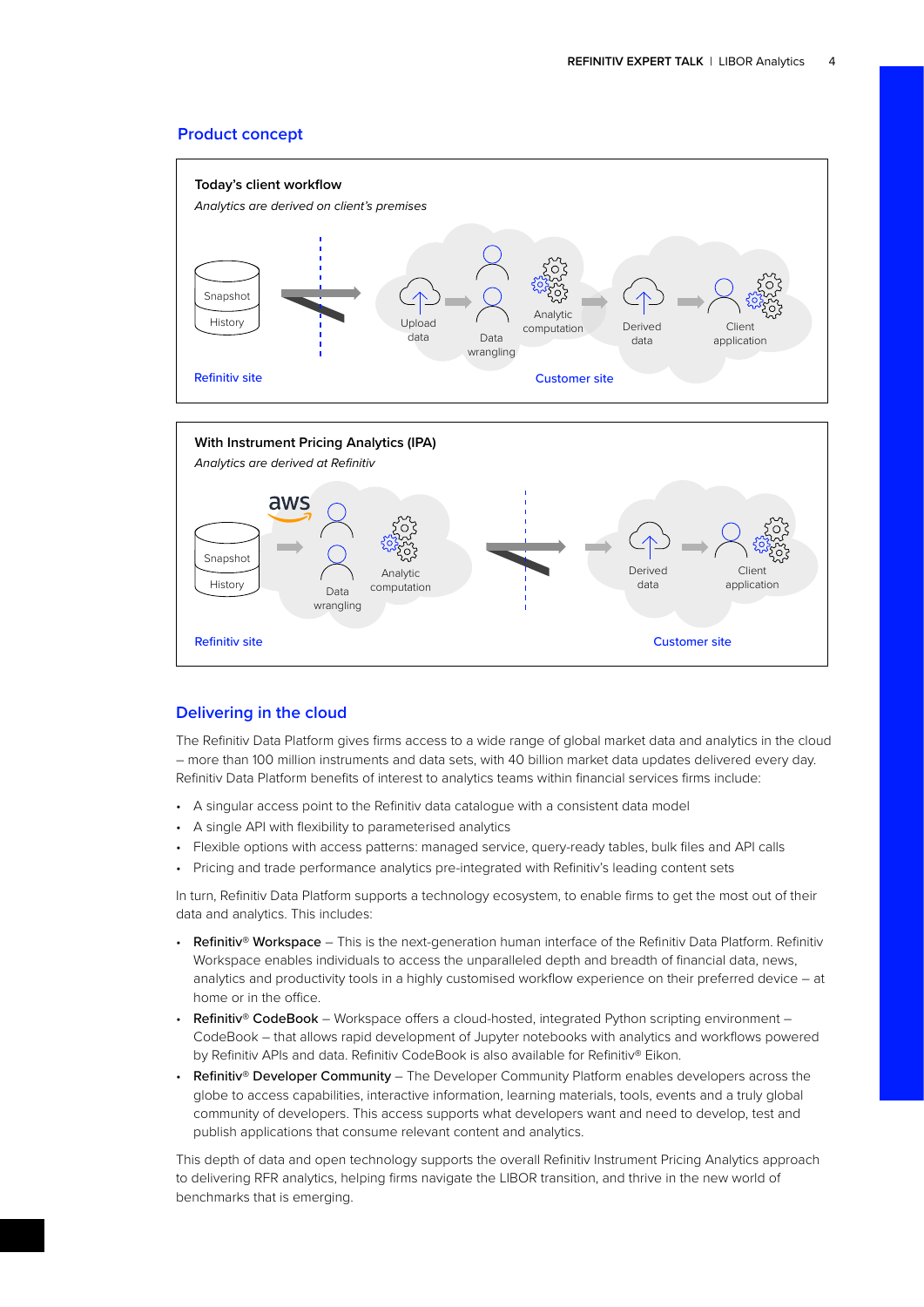## Product concept

**Today's client workflow**

*Analytics are derived on client's premises*

Snapshot

History

Upload data

Data wrangling

Analytic computation

Derived data

Client application

Refinitiv site

Customer site

**With Instrument Pricing Analytics (IPA)**

*Analytics are derived at Refinitiv*

aws

Snapshot

History

Data wrangling

Analytic computation

Derived data

Client application

Refinitiv site

Customer site

## Delivering in the cloud

The Refinitiv Data Platform gives firms access to a wide range of global market data and analytics in the cloud – more than 100 million instruments and data sets, with 40 billion market data updates delivered every day. Refinitiv Data Platform benefits of interest to analytics teams within financial services firms include:

- A singular access point to the Refinitiv data catalogue with a consistent data model
- A single API with flexibility to parameterised analytics
- Flexible options with access patterns: managed service, query-ready tables, bulk files and API calls
- Pricing and trade performance analytics pre-integrated with Refinitiv's leading content sets

In turn, Refinitiv Data Platform supports a technology ecosystem, to enable firms to get the most out of their data and analytics. This includes:

- **Refinitiv® Workspace** – This is the next-generation human interface of the Refinitiv Data Platform. Refinitiv Workspace enables individuals to access the unparalleled depth and breadth of financial data, news, analytics and productivity tools in a highly customised workflow experience on their preferred device – at home or in the office.
- **Refinitiv® CodeBook** – Workspace offers a cloud-hosted, integrated Python scripting environment – CodeBook – that allows rapid development of Jupyter notebooks with analytics and workflows powered by Refinitiv APIs and data. Refinitiv CodeBook is also available for Refinitiv® Eikon.
- **Refinitiv® Developer Community** – The Developer Community Platform enables developers across the globe to access capabilities, interactive information, learning materials, tools, events and a truly global community of developers. This access supports what developers want and need to develop, test and publish applications that consume relevant content and analytics.

This depth of data and open technology supports the overall Refinitiv Instrument Pricing Analytics approach to delivering RFR analytics, helping firms navigate the LIBOR transition, and thrive in the new world of benchmarks that is emerging.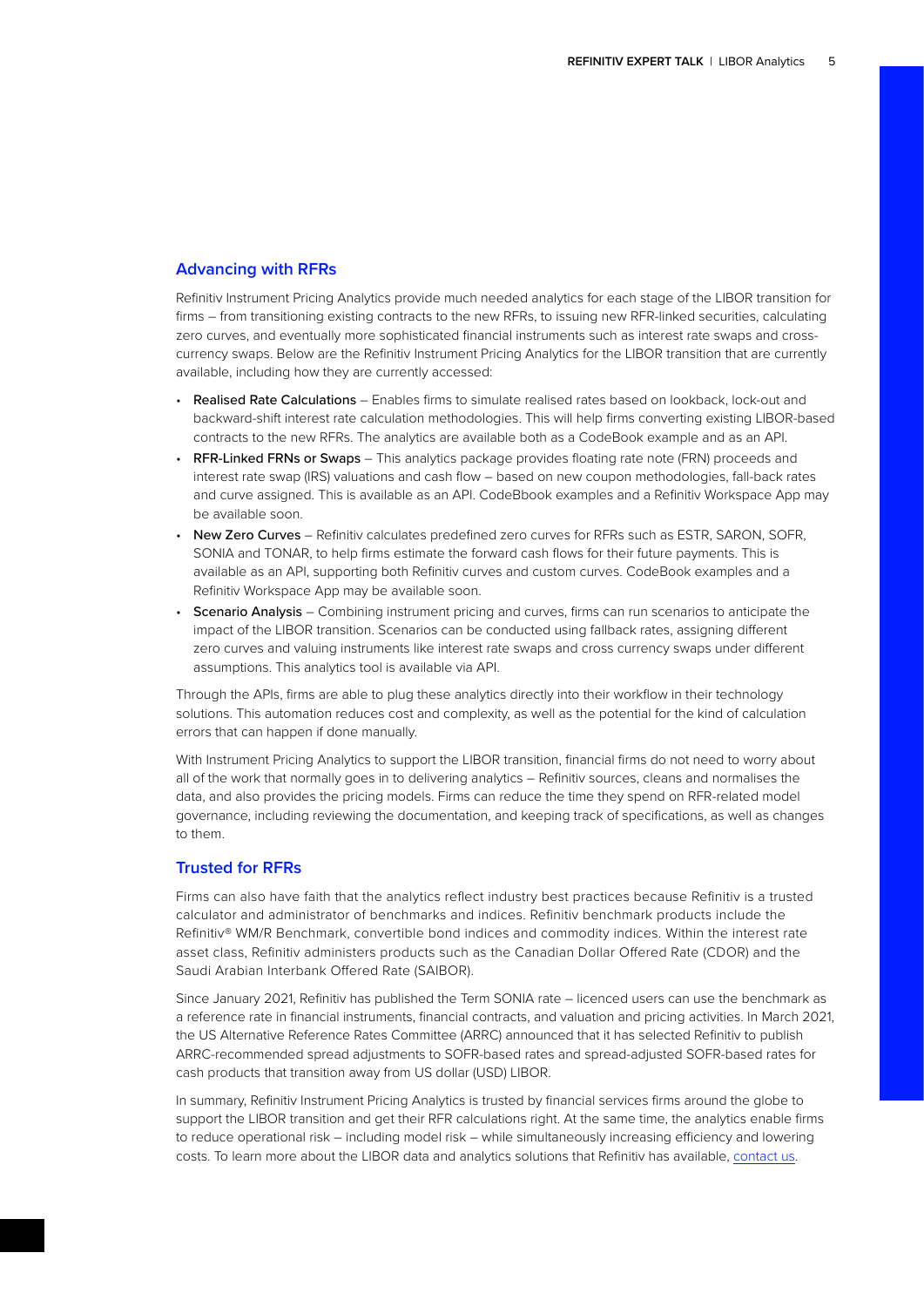## Advancing with RFRs

Refinitiv Instrument Pricing Analytics provide much needed analytics for each stage of the LIBOR transition for firms – from transitioning existing contracts to the new RFRs, to issuing new RFR-linked securities, calculating zero curves, and eventually more sophisticated financial instruments such as interest rate swaps and cross-currency swaps. Below are the Refinitiv Instrument Pricing Analytics for the LIBOR transition that are currently available, including how they are currently accessed:

- Realised Rate Calculations – Enables firms to simulate realised rates based on lookback, lock-out and backward-shift interest rate calculation methodologies. This will help firms converting existing LIBOR-based contracts to the new RFRs. The analytics are available both as a CodeBook example and as an API.
- RFR-Linked FRNs or Swaps – This analytics package provides floating rate note (FRN) proceeds and interest rate swap (IRS) valuations and cash flow – based on new coupon methodologies, fall-back rates and curve assigned. This is available as an API. CodeBbook examples and a Refinitiv Workspace App may be available soon.
- New Zero Curves – Refinitiv calculates predefined zero curves for RFRs such as ESTR, SARON, SOFR, SONIA and TONAR, to help firms estimate the forward cash flows for their future payments. This is available as an API, supporting both Refinitiv curves and custom curves. CodeBook examples and a Refinitiv Workspace App may be available soon.
- Scenario Analysis – Combining instrument pricing and curves, firms can run scenarios to anticipate the impact of the LIBOR transition. Scenarios can be conducted using fallback rates, assigning different zero curves and valuing instruments like interest rate swaps and cross currency swaps under different assumptions. This analytics tool is available via API.

Through the APIs, firms are able to plug these analytics directly into their workflow in their technology solutions. This automation reduces cost and complexity, as well as the potential for the kind of calculation errors that can happen if done manually.

With Instrument Pricing Analytics to support the LIBOR transition, financial firms do not need to worry about all of the work that normally goes in to delivering analytics – Refinitiv sources, cleans and normalises the data, and also provides the pricing models. Firms can reduce the time they spend on RFR-related model governance, including reviewing the documentation, and keeping track of specifications, as well as changes to them.

## Trusted for RFRs

Firms can also have faith that the analytics reflect industry best practices because Refinitiv is a trusted calculator and administrator of benchmarks and indices. Refinitiv benchmark products include the Refinitiv® WM/R Benchmark, convertible bond indices and commodity indices. Within the interest rate asset class, Refinitiv administers products such as the Canadian Dollar Offered Rate (CDOR) and the Saudi Arabian Interbank Offered Rate (SAIBOR).

Since January 2021, Refinitiv has published the Term SONIA rate – licenced users can use the benchmark as a reference rate in financial instruments, financial contracts, and valuation and pricing activities. In March 2021, the US Alternative Reference Rates Committee (ARRC) announced that it has selected Refinitiv to publish ARRC-recommended spread adjustments to SOFR-based rates and spread-adjusted SOFR-based rates for cash products that transition away from US dollar (USD) LIBOR.

In summary, Refinitiv Instrument Pricing Analytics is trusted by financial services firms around the globe to support the LIBOR transition and get their RFR calculations right. At the same time, the analytics enable firms to reduce operational risk – including model risk – while simultaneously increasing efficiency and lowering costs. To learn more about the LIBOR data and analytics solutions that Refinitiv has available, contact us.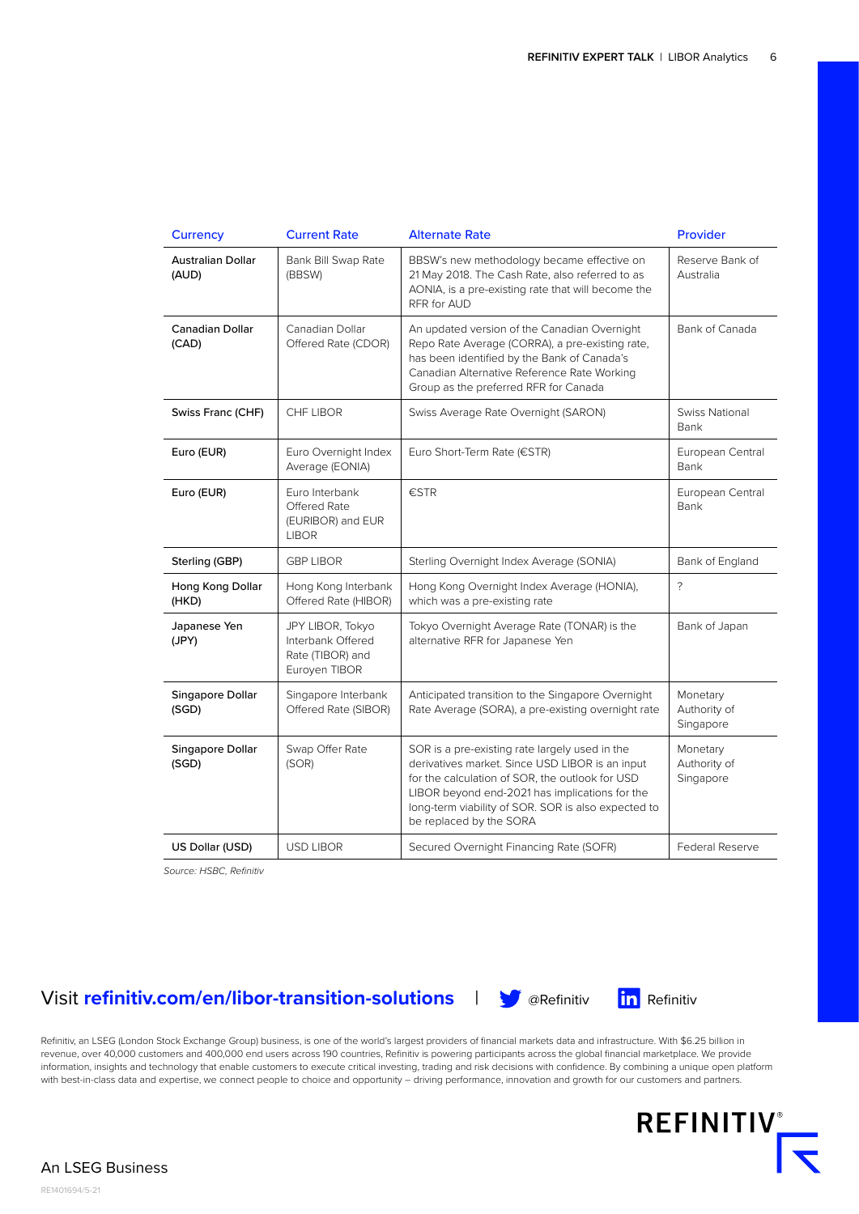| Currency | Current Rate | Alternate Rate | Provider |
|---|---|---|---|
| Australian Dollar (AUD) | Bank Bill Swap Rate (BBSW) | BBSW's new methodology became effective on 21 May 2018. The Cash Rate, also referred to as AONIA, is a pre-existing rate that will become the RFR for AUD | Reserve Bank of Australia |
| Canadian Dollar (CAD) | Canadian Dollar Offered Rate (CDOR) | An updated version of the Canadian Overnight Repo Rate Average (CORRA), a pre-existing rate, has been identified by the Bank of Canada's Canadian Alternative Reference Rate Working Group as the preferred RFR for Canada | Bank of Canada |
| Swiss Franc (CHF) | CHF LIBOR | Swiss Average Rate Overnight (SARON) | Swiss National Bank |
| Euro (EUR) | Euro Overnight Index Average (EONIA) | Euro Short-Term Rate (€STR) | European Central Bank |
| Euro (EUR) | Euro Interbank Offered Rate (EURIBOR) and EUR LIBOR | €STR | European Central Bank |
| Sterling (GBP) | GBP LIBOR | Sterling Overnight Index Average (SONIA) | Bank of England |
| Hong Kong Dollar (HKD) | Hong Kong Interbank Offered Rate (HIBOR) | Hong Kong Overnight Index Average (HONIA), which was a pre-existing rate | ? |
| Japanese Yen (JPY) | JPY LIBOR, Tokyo Interbank Offered Rate (TIBOR) and Euroyen TIBOR | Tokyo Overnight Average Rate (TONAR) is the alternative RFR for Japanese Yen | Bank of Japan |
| Singapore Dollar (SGD) | Singapore Interbank Offered Rate (SIBOR) | Anticipated transition to the Singapore Overnight Rate Average (SORA), a pre-existing overnight rate | Monetary Authority of Singapore |
| Singapore Dollar (SGD) | Swap Offer Rate (SOR) | SOR is a pre-existing rate largely used in the derivatives market. Since USD LIBOR is an input for the calculation of SOR, the outlook for USD LIBOR beyond end-2021 has implications for the long-term viability of SOR. SOR is also expected to be replaced by the SORA | Monetary Authority of Singapore |
| US Dollar (USD) | USD LIBOR | Secured Overnight Financing Rate (SOFR) | Federal Reserve |

*Source: HSBC, Refinitiv*

Visit **refinitiv.com/en/libor-transition-solutions** | @Refinitiv | Refinitiv

Refinitiv, an LSEG (London Stock Exchange Group) business, is one of the world's largest providers of financial markets data and infrastructure. With $6.25 billion in revenue, over 40,000 customers and 400,000 end users across 190 countries, Refinitiv is powering participants across the global financial marketplace. We provide information, insights and technology that enable customers to execute critical investing, trading and risk decisions with confidence. By combining a unique open platform with best-in-class data and expertise, we connect people to choice and opportunity – driving performance, innovation and growth for our customers and partners.

REFINITIV®

An LSEG Business

RE1401694/5-21